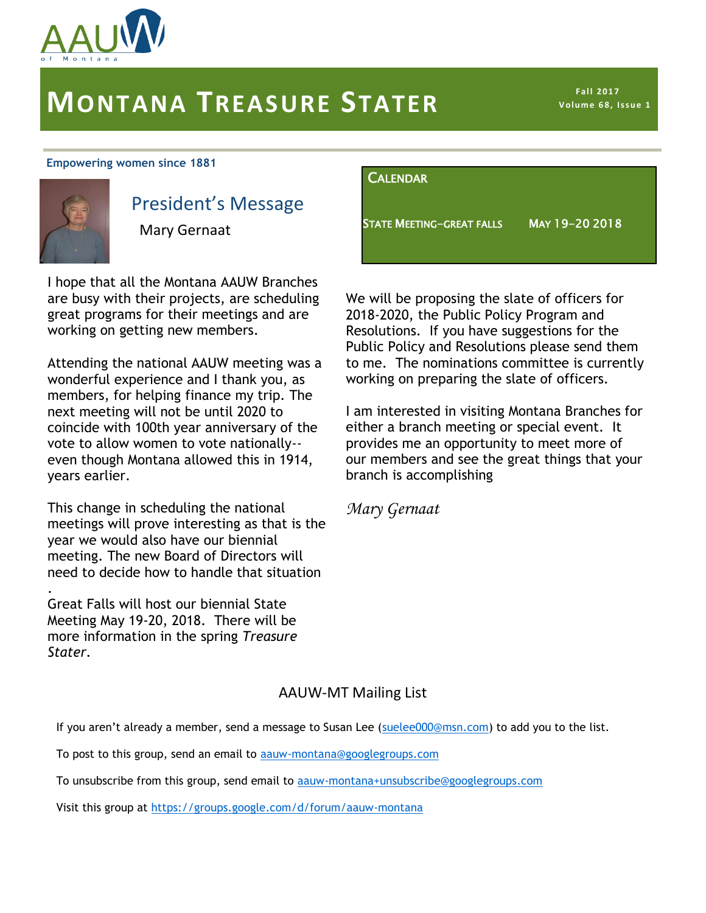AAUW of Montana

# Montana Treasure Stater

**Fall 2017**
**Volume 68, Issue 1**

**Empowering women since 1881**

## President's Message

Mary Gernaat

I hope that all the Montana AAUW Branches are busy with their projects, are scheduling great programs for their meetings and are working on getting new members.

Attending the national AAUW meeting was a wonderful experience and I thank you, as members, for helping finance my trip. The next meeting will not be until 2020 to coincide with 100th year anniversary of the vote to allow women to vote nationally--even though Montana allowed this in 1914, years earlier.

This change in scheduling the national meetings will prove interesting as that is the year we would also have our biennial meeting. The new Board of Directors will need to decide how to handle that situation

.

Great Falls will host our biennial State Meeting May 19-20, 2018. There will be more information in the spring *Treasure Stater*.

We will be proposing the slate of officers for 2018-2020, the Public Policy Program and Resolutions. If you have suggestions for the Public Policy and Resolutions please send them to me. The nominations committee is currently working on preparing the slate of officers.

I am interested in visiting Montana Branches for either a branch meeting or special event. It provides me an opportunity to meet more of our members and see the great things that your branch is accomplishing

*Mary Gernaat*

### Calendar

State Meeting–Great Falls — May 19–20 2018

## AAUW-MT Mailing List

If you aren't already a member, send a message to Susan Lee (suelee000@msn.com) to add you to the list.

To post to this group, send an email to aauw-montana@googlegroups.com

To unsubscribe from this group, send email to aauw-montana+unsubscribe@googlegroups.com

Visit this group at https://groups.google.com/d/forum/aauw-montana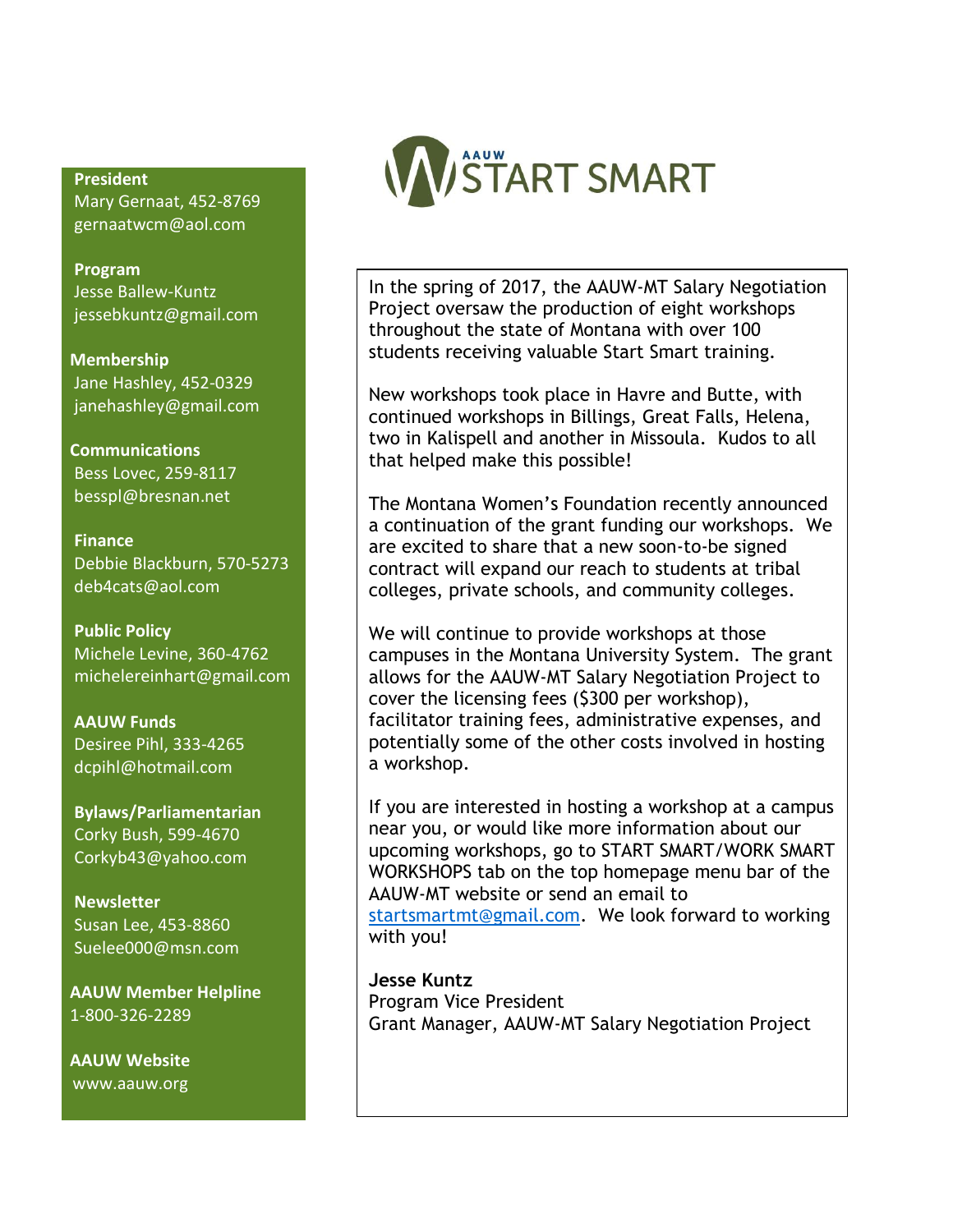**President**
Mary Gernaat, 452-8769
gernaatwcm@aol.com

**Program**
Jesse Ballew-Kuntz
jessebkuntz@gmail.com

**Membership**
Jane Hashley, 452-0329
janehashley@gmail.com

**Communications**
Bess Lovec, 259-8117
besspl@bresnan.net

**Finance**
Debbie Blackburn, 570-5273
deb4cats@aol.com

**Public Policy**
Michele Levine, 360-4762
michelereinhart@gmail.com

**AAUW Funds**
Desiree Pihl, 333-4265
dcpihl@hotmail.com

**Bylaws/Parliamentarian**
Corky Bush, 599-4670
Corkyb43@yahoo.com

**Newsletter**
Susan Lee, 453-8860
Suelee000@msn.com

**AAUW Member Helpline**
1-800-326-2289

**AAUW Website**
www.aauw.org

# AAUW START SMART

In the spring of 2017, the AAUW-MT Salary Negotiation Project oversaw the production of eight workshops throughout the state of Montana with over 100 students receiving valuable Start Smart training.

New workshops took place in Havre and Butte, with continued workshops in Billings, Great Falls, Helena, two in Kalispell and another in Missoula. Kudos to all that helped make this possible!

The Montana Women's Foundation recently announced a continuation of the grant funding our workshops. We are excited to share that a new soon-to-be signed contract will expand our reach to students at tribal colleges, private schools, and community colleges.

We will continue to provide workshops at those campuses in the Montana University System. The grant allows for the AAUW-MT Salary Negotiation Project to cover the licensing fees ($300 per workshop), facilitator training fees, administrative expenses, and potentially some of the other costs involved in hosting a workshop.

If you are interested in hosting a workshop at a campus near you, or would like more information about our upcoming workshops, go to START SMART/WORK SMART WORKSHOPS tab on the top homepage menu bar of the AAUW-MT website or send an email to startsmartmt@gmail.com. We look forward to working with you!

**Jesse Kuntz**
Program Vice President
Grant Manager, AAUW-MT Salary Negotiation Project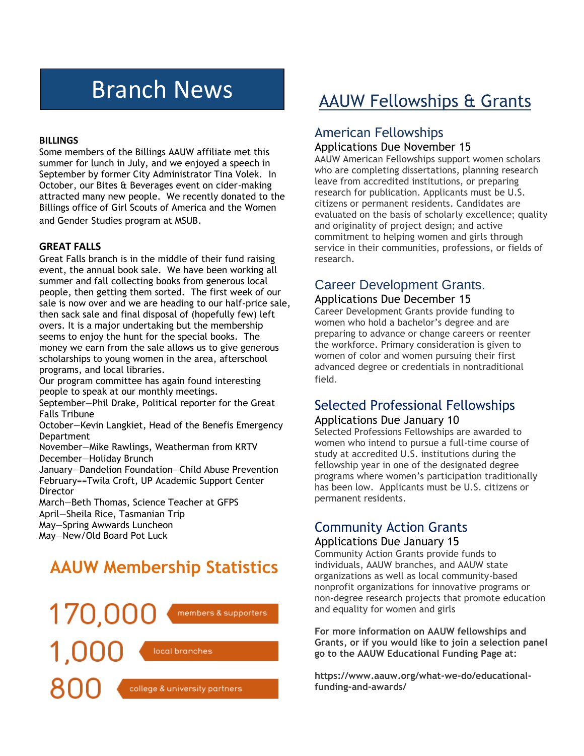# Branch News

**BILLINGS**

Some members of the Billings AAUW affiliate met this summer for lunch in July, and we enjoyed a speech in September by former City Administrator Tina Volek. In October, our Bites & Beverages event on cider-making attracted many new people. We recently donated to the Billings office of Girl Scouts of America and the Women and Gender Studies program at MSUB.

**GREAT FALLS**

Great Falls branch is in the middle of their fund raising event, the annual book sale. We have been working all summer and fall collecting books from generous local people, then getting them sorted. The first week of our sale is now over and we are heading to our half-price sale, then sack sale and final disposal of (hopefully few) left overs. It is a major undertaking but the membership seems to enjoy the hunt for the special books. The money we earn from the sale allows us to give generous scholarships to young women in the area, afterschool programs, and local libraries.

Our program committee has again found interesting people to speak at our monthly meetings.

September—Phil Drake, Political reporter for the Great Falls Tribune
October—Kevin Langkiet, Head of the Benefis Emergency Department
November—Mike Rawlings, Weatherman from KRTV
December—Holiday Brunch
January—Dandelion Foundation—Child Abuse Prevention
February==Twila Croft, UP Academic Support Center Director
March—Beth Thomas, Science Teacher at GFPS
April—Sheila Rice, Tasmanian Trip
May—Spring Awards Luncheon
May—New/Old Board Pot Luck

## AAUW Membership Statistics

170,000 members & supporters

1,000 local branches

800 college & university partners

# AAUW Fellowships & Grants

## American Fellowships

Applications Due November 15

AAUW American Fellowships support women scholars who are completing dissertations, planning research leave from accredited institutions, or preparing research for publication. Applicants must be U.S. citizens or permanent residents. Candidates are evaluated on the basis of scholarly excellence; quality and originality of project design; and active commitment to helping women and girls through service in their communities, professions, or fields of research.

## Career Development Grants.

Applications Due December 15

Career Development Grants provide funding to women who hold a bachelor's degree and are preparing to advance or change careers or reenter the workforce. Primary consideration is given to women of color and women pursuing their first advanced degree or credentials in nontraditional field.

## Selected Professional Fellowships

Applications Due January 10

Selected Professions Fellowships are awarded to women who intend to pursue a full-time course of study at accredited U.S. institutions during the fellowship year in one of the designated degree programs where women's participation traditionally has been low. Applicants must be U.S. citizens or permanent residents.

## Community Action Grants

Applications Due January 15

Community Action Grants provide funds to individuals, AAUW branches, and AAUW state organizations as well as local community-based nonprofit organizations for innovative programs or non-degree research projects that promote education and equality for women and girls

**For more information on AAUW fellowships and Grants, or if you would like to join a selection panel go to the AAUW Educational Funding Page at:**

**https://www.aauw.org/what-we-do/educational-funding-and-awards/**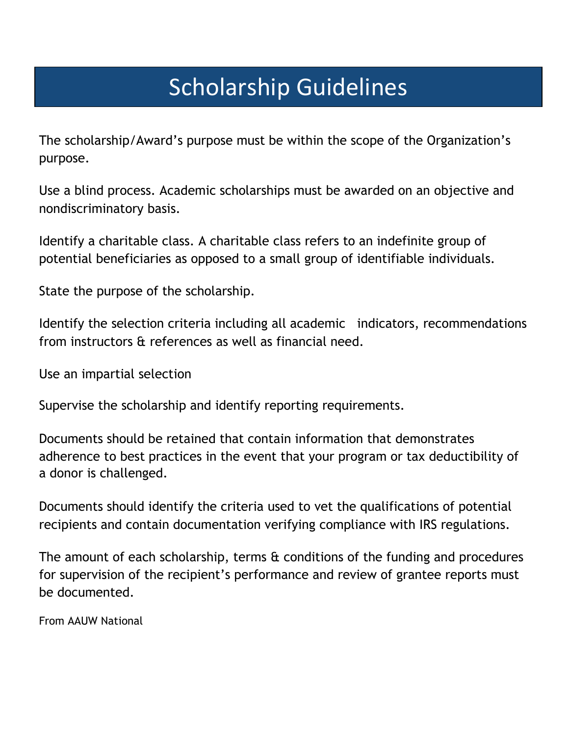# Scholarship Guidelines

The scholarship/Award's purpose must be within the scope of the Organization's purpose.

Use a blind process. Academic scholarships must be awarded on an objective and nondiscriminatory basis.

Identify a charitable class. A charitable class refers to an indefinite group of potential beneficiaries as opposed to a small group of identifiable individuals.

State the purpose of the scholarship.

Identify the selection criteria including all academic indicators, recommendations from instructors & references as well as financial need.

Use an impartial selection

Supervise the scholarship and identify reporting requirements.

Documents should be retained that contain information that demonstrates adherence to best practices in the event that your program or tax deductibility of a donor is challenged.

Documents should identify the criteria used to vet the qualifications of potential recipients and contain documentation verifying compliance with IRS regulations.

The amount of each scholarship, terms & conditions of the funding and procedures for supervision of the recipient's performance and review of grantee reports must be documented.

From AAUW National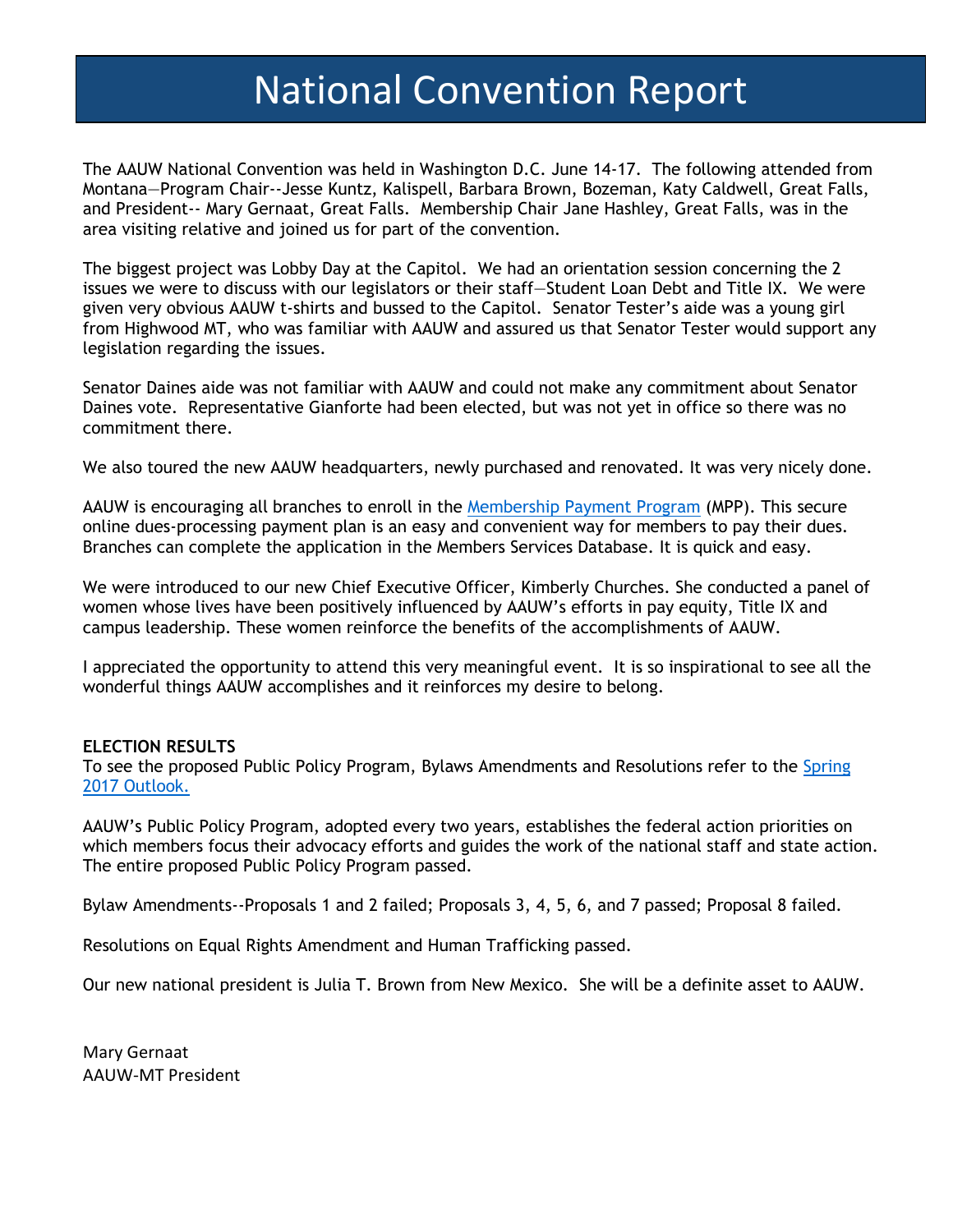# National Convention Report

The AAUW National Convention was held in Washington D.C. June 14-17. The following attended from Montana—Program Chair--Jesse Kuntz, Kalispell, Barbara Brown, Bozeman, Katy Caldwell, Great Falls, and President-- Mary Gernaat, Great Falls. Membership Chair Jane Hashley, Great Falls, was in the area visiting relative and joined us for part of the convention.

The biggest project was Lobby Day at the Capitol. We had an orientation session concerning the 2 issues we were to discuss with our legislators or their staff—Student Loan Debt and Title IX. We were given very obvious AAUW t-shirts and bussed to the Capitol. Senator Tester's aide was a young girl from Highwood MT, who was familiar with AAUW and assured us that Senator Tester would support any legislation regarding the issues.

Senator Daines aide was not familiar with AAUW and could not make any commitment about Senator Daines vote. Representative Gianforte had been elected, but was not yet in office so there was no commitment there.

We also toured the new AAUW headquarters, newly purchased and renovated. It was very nicely done.

AAUW is encouraging all branches to enroll in the Membership Payment Program (MPP). This secure online dues-processing payment plan is an easy and convenient way for members to pay their dues. Branches can complete the application in the Members Services Database. It is quick and easy.

We were introduced to our new Chief Executive Officer, Kimberly Churches. She conducted a panel of women whose lives have been positively influenced by AAUW's efforts in pay equity, Title IX and campus leadership. These women reinforce the benefits of the accomplishments of AAUW.

I appreciated the opportunity to attend this very meaningful event. It is so inspirational to see all the wonderful things AAUW accomplishes and it reinforces my desire to belong.

**ELECTION RESULTS**

To see the proposed Public Policy Program, Bylaws Amendments and Resolutions refer to the Spring 2017 Outlook.

AAUW's Public Policy Program, adopted every two years, establishes the federal action priorities on which members focus their advocacy efforts and guides the work of the national staff and state action. The entire proposed Public Policy Program passed.

Bylaw Amendments--Proposals 1 and 2 failed; Proposals 3, 4, 5, 6, and 7 passed; Proposal 8 failed.

Resolutions on Equal Rights Amendment and Human Trafficking passed.

Our new national president is Julia T. Brown from New Mexico. She will be a definite asset to AAUW.

Mary Gernaat
AAUW-MT President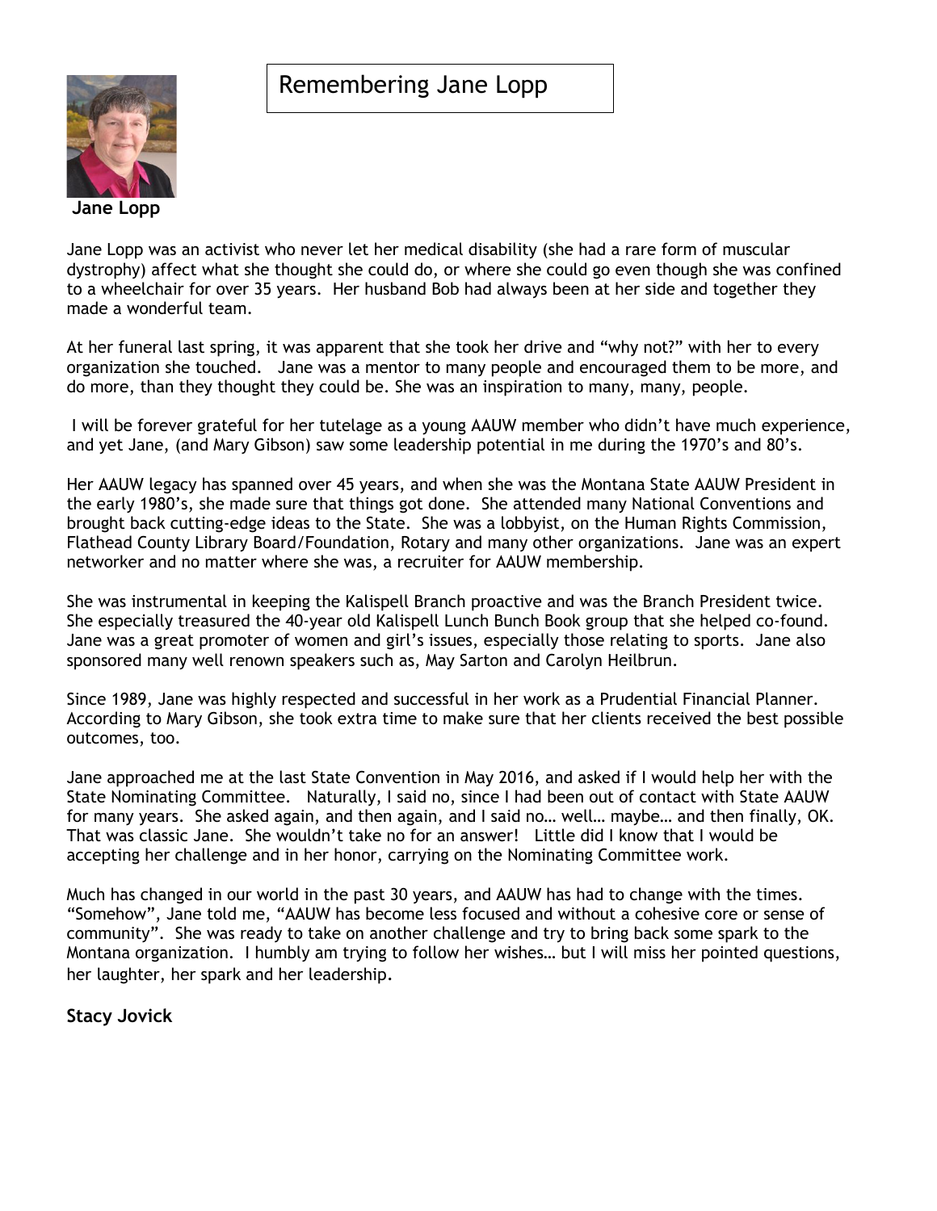# Remembering Jane Lopp

**Jane Lopp**

Jane Lopp was an activist who never let her medical disability (she had a rare form of muscular dystrophy) affect what she thought she could do, or where she could go even though she was confined to a wheelchair for over 35 years. Her husband Bob had always been at her side and together they made a wonderful team.

At her funeral last spring, it was apparent that she took her drive and “why not?” with her to every organization she touched. Jane was a mentor to many people and encouraged them to be more, and do more, than they thought they could be. She was an inspiration to many, many, people.

I will be forever grateful for her tutelage as a young AAUW member who didn’t have much experience, and yet Jane, (and Mary Gibson) saw some leadership potential in me during the 1970’s and 80’s.

Her AAUW legacy has spanned over 45 years, and when she was the Montana State AAUW President in the early 1980’s, she made sure that things got done. She attended many National Conventions and brought back cutting-edge ideas to the State. She was a lobbyist, on the Human Rights Commission, Flathead County Library Board/Foundation, Rotary and many other organizations. Jane was an expert networker and no matter where she was, a recruiter for AAUW membership.

She was instrumental in keeping the Kalispell Branch proactive and was the Branch President twice. She especially treasured the 40-year old Kalispell Lunch Bunch Book group that she helped co-found. Jane was a great promoter of women and girl’s issues, especially those relating to sports. Jane also sponsored many well renown speakers such as, May Sarton and Carolyn Heilbrun.

Since 1989, Jane was highly respected and successful in her work as a Prudential Financial Planner. According to Mary Gibson, she took extra time to make sure that her clients received the best possible outcomes, too.

Jane approached me at the last State Convention in May 2016, and asked if I would help her with the State Nominating Committee. Naturally, I said no, since I had been out of contact with State AAUW for many years. She asked again, and then again, and I said no… well… maybe… and then finally, OK. That was classic Jane. She wouldn’t take no for an answer! Little did I know that I would be accepting her challenge and in her honor, carrying on the Nominating Committee work.

Much has changed in our world in the past 30 years, and AAUW has had to change with the times. “Somehow”, Jane told me, “AAUW has become less focused and without a cohesive core or sense of community”. She was ready to take on another challenge and try to bring back some spark to the Montana organization. I humbly am trying to follow her wishes… but I will miss her pointed questions, her laughter, her spark and her leadership.

**Stacy Jovick**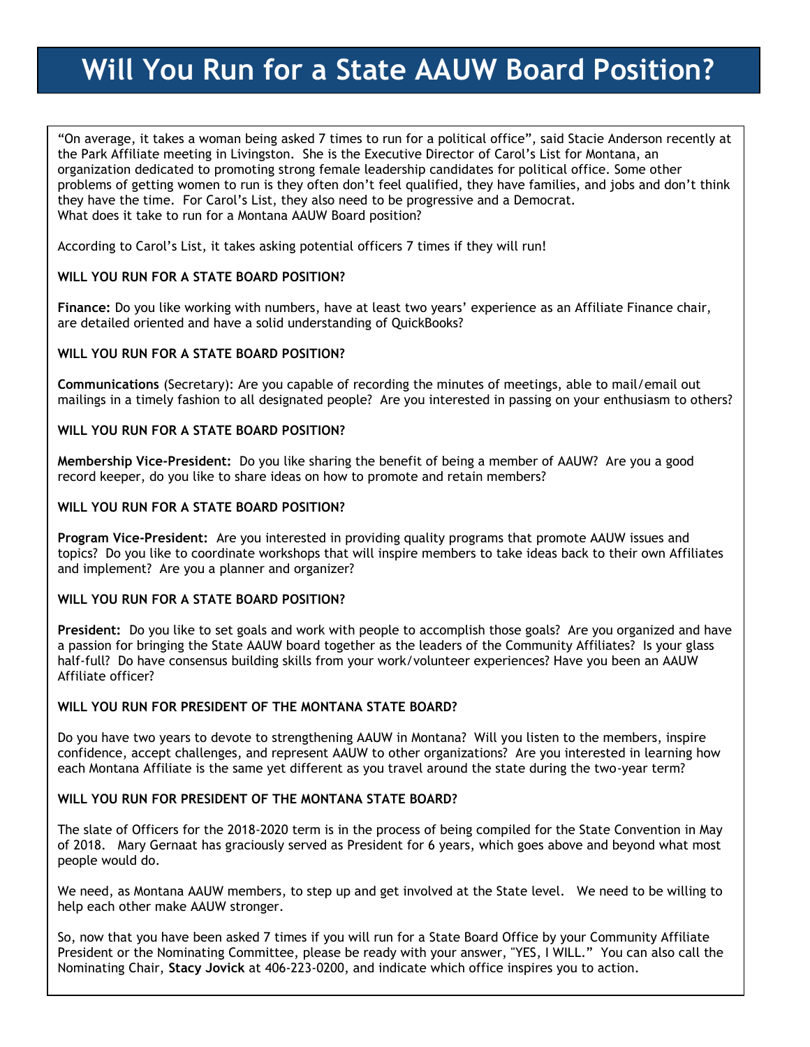# Will You Run for a State AAUW Board Position?

"On average, it takes a woman being asked 7 times to run for a political office", said Stacie Anderson recently at the Park Affiliate meeting in Livingston. She is the Executive Director of Carol's List for Montana, an organization dedicated to promoting strong female leadership candidates for political office. Some other problems of getting women to run is they often don't feel qualified, they have families, and jobs and don't think they have the time. For Carol's List, they also need to be progressive and a Democrat.
What does it take to run for a Montana AAUW Board position?

According to Carol's List, it takes asking potential officers 7 times if they will run!

**WILL YOU RUN FOR A STATE BOARD POSITION?**

**Finance:** Do you like working with numbers, have at least two years' experience as an Affiliate Finance chair, are detailed oriented and have a solid understanding of QuickBooks?

**WILL YOU RUN FOR A STATE BOARD POSITION?**

**Communications** (Secretary): Are you capable of recording the minutes of meetings, able to mail/email out mailings in a timely fashion to all designated people? Are you interested in passing on your enthusiasm to others?

**WILL YOU RUN FOR A STATE BOARD POSITION?**

**Membership Vice-President:** Do you like sharing the benefit of being a member of AAUW? Are you a good record keeper, do you like to share ideas on how to promote and retain members?

**WILL YOU RUN FOR A STATE BOARD POSITION?**

**Program Vice-President:** Are you interested in providing quality programs that promote AAUW issues and topics? Do you like to coordinate workshops that will inspire members to take ideas back to their own Affiliates and implement? Are you a planner and organizer?

**WILL YOU RUN FOR A STATE BOARD POSITION?**

**President:** Do you like to set goals and work with people to accomplish those goals? Are you organized and have a passion for bringing the State AAUW board together as the leaders of the Community Affiliates? Is your glass half-full? Do have consensus building skills from your work/volunteer experiences? Have you been an AAUW Affiliate officer?

**WILL YOU RUN FOR PRESIDENT OF THE MONTANA STATE BOARD?**

Do you have two years to devote to strengthening AAUW in Montana? Will you listen to the members, inspire confidence, accept challenges, and represent AAUW to other organizations? Are you interested in learning how each Montana Affiliate is the same yet different as you travel around the state during the two-year term?

**WILL YOU RUN FOR PRESIDENT OF THE MONTANA STATE BOARD?**

The slate of Officers for the 2018-2020 term is in the process of being compiled for the State Convention in May of 2018. Mary Gernaat has graciously served as President for 6 years, which goes above and beyond what most people would do.

We need, as Montana AAUW members, to step up and get involved at the State level. We need to be willing to help each other make AAUW stronger.

So, now that you have been asked 7 times if you will run for a State Board Office by your Community Affiliate President or the Nominating Committee, please be ready with your answer, "YES, I WILL." You can also call the Nominating Chair, **Stacy Jovick** at 406-223-0200, and indicate which office inspires you to action.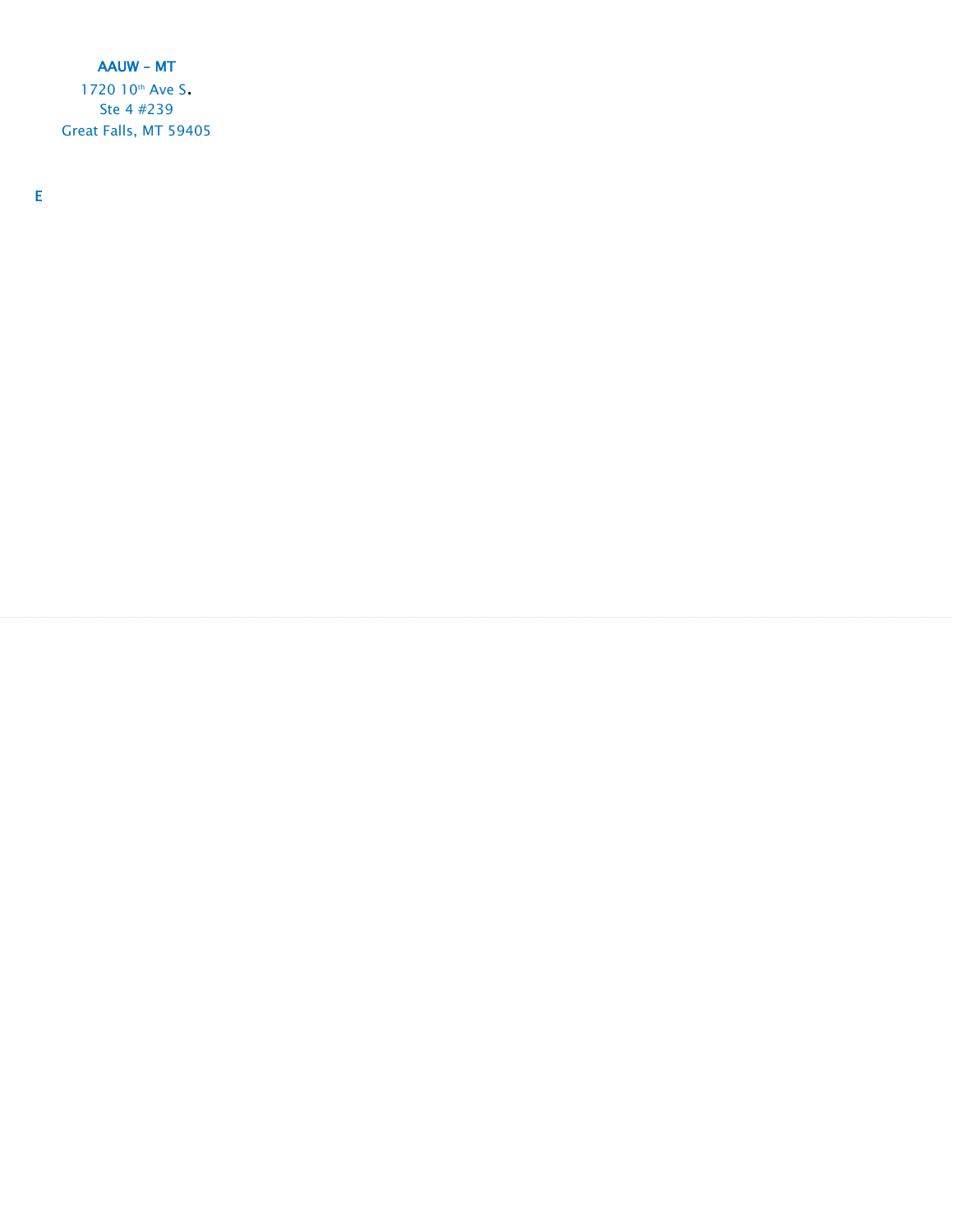AAUW – MT
1720 10th Ave S.
Ste 4 #239
Great Falls, MT 59405

E